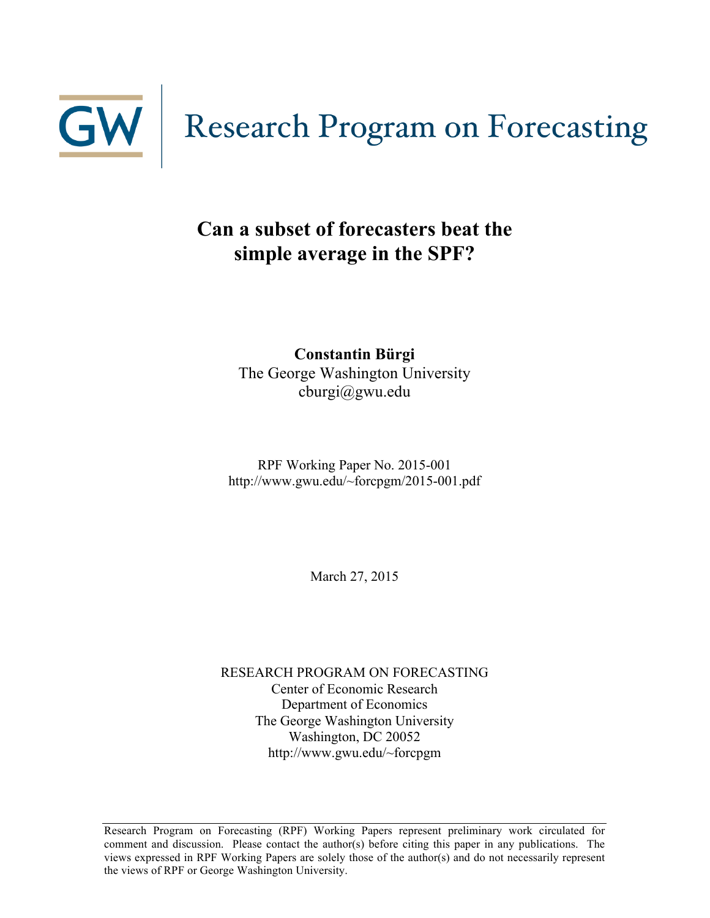GW | Research Program on Forecasting

# Can a subset of forecasters beat the simple average in the SPF?

**Constantin Bürgi**
The George Washington University
cburgi@gwu.edu

RPF Working Paper No. 2015-001
http://www.gwu.edu/~forcpgm/2015-001.pdf

March 27, 2015

RESEARCH PROGRAM ON FORECASTING
Center of Economic Research
Department of Economics
The George Washington University
Washington, DC 20052
http://www.gwu.edu/~forcpgm

Research Program on Forecasting (RPF) Working Papers represent preliminary work circulated for comment and discussion. Please contact the author(s) before citing this paper in any publications. The views expressed in RPF Working Papers are solely those of the author(s) and do not necessarily represent the views of RPF or George Washington University.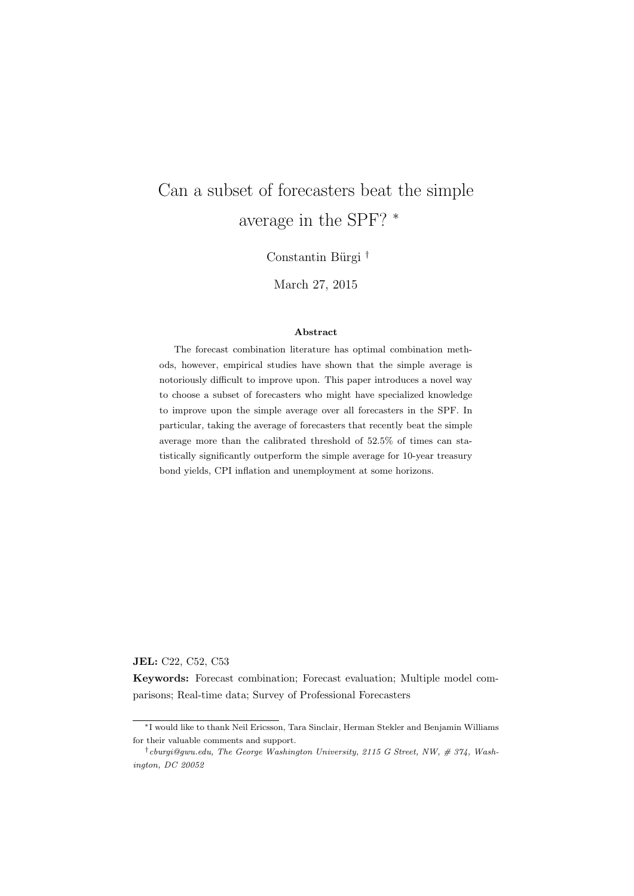# Can a subset of forecasters beat the simple average in the SPF? *

Constantin Bürgi †

March 27, 2015

### Abstract

The forecast combination literature has optimal combination methods, however, empirical studies have shown that the simple average is notoriously difficult to improve upon. This paper introduces a novel way to choose a subset of forecasters who might have specialized knowledge to improve upon the simple average over all forecasters in the SPF. In particular, taking the average of forecasters that recently beat the simple average more than the calibrated threshold of 52.5% of times can statistically significantly outperform the simple average for 10-year treasury bond yields, CPI inflation and unemployment at some horizons.

**JEL:** C22, C52, C53

**Keywords:** Forecast combination; Forecast evaluation; Multiple model comparisons; Real-time data; Survey of Professional Forecasters

*I would like to thank Neil Ericsson, Tara Sinclair, Herman Stekler and Benjamin Williams for their valuable comments and support.

†*cburgi@gwu.edu, The George Washington University, 2115 G Street, NW, # 374, Washington, DC 20052*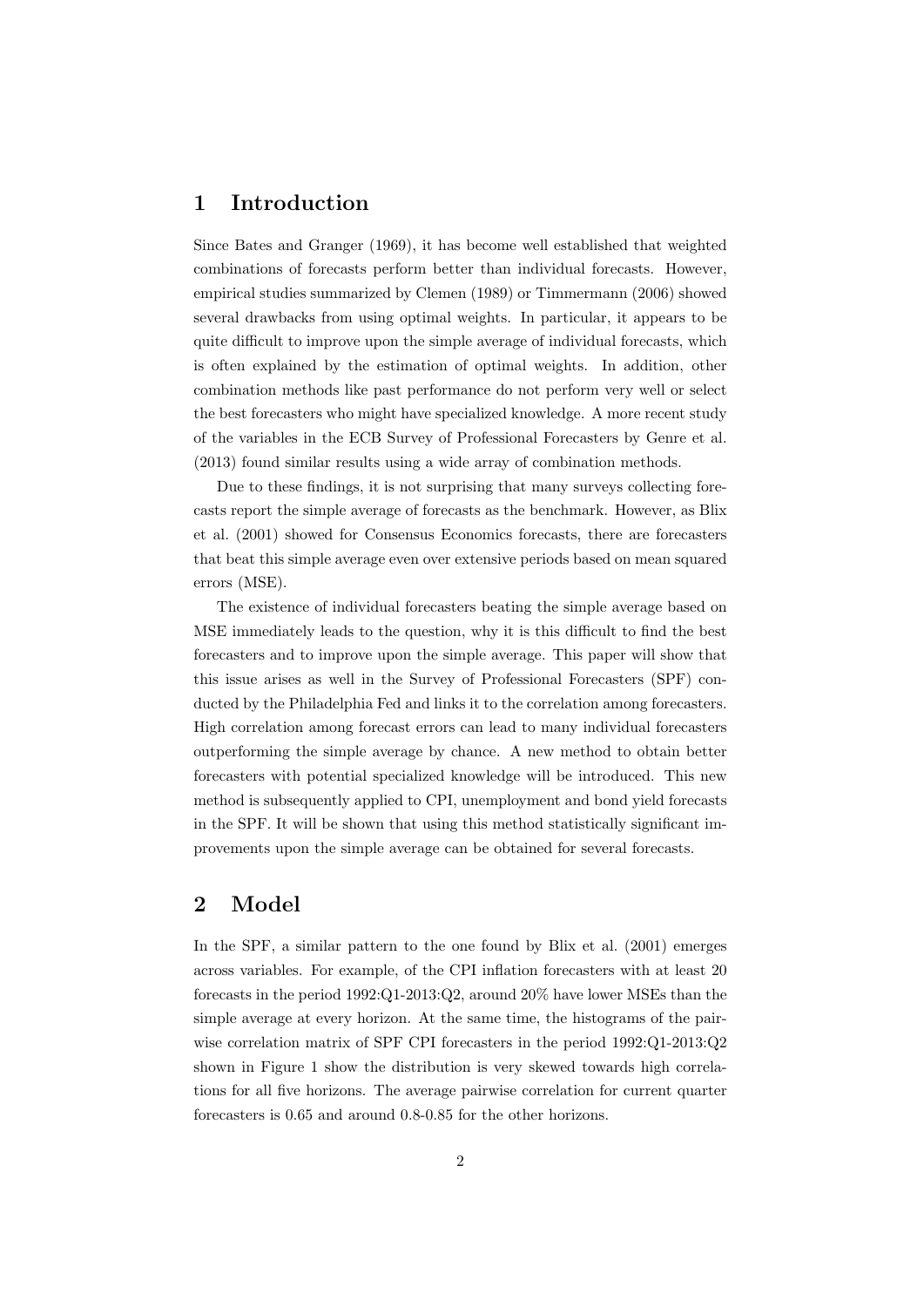## 1 Introduction

Since Bates and Granger (1969), it has become well established that weighted combinations of forecasts perform better than individual forecasts. However, empirical studies summarized by Clemen (1989) or Timmermann (2006) showed several drawbacks from using optimal weights. In particular, it appears to be quite difficult to improve upon the simple average of individual forecasts, which is often explained by the estimation of optimal weights. In addition, other combination methods like past performance do not perform very well or select the best forecasters who might have specialized knowledge. A more recent study of the variables in the ECB Survey of Professional Forecasters by Genre et al. (2013) found similar results using a wide array of combination methods.

Due to these findings, it is not surprising that many surveys collecting forecasts report the simple average of forecasts as the benchmark. However, as Blix et al. (2001) showed for Consensus Economics forecasts, there are forecasters that beat this simple average even over extensive periods based on mean squared errors (MSE).

The existence of individual forecasters beating the simple average based on MSE immediately leads to the question, why it is this difficult to find the best forecasters and to improve upon the simple average. This paper will show that this issue arises as well in the Survey of Professional Forecasters (SPF) conducted by the Philadelphia Fed and links it to the correlation among forecasters. High correlation among forecast errors can lead to many individual forecasters outperforming the simple average by chance. A new method to obtain better forecasters with potential specialized knowledge will be introduced. This new method is subsequently applied to CPI, unemployment and bond yield forecasts in the SPF. It will be shown that using this method statistically significant improvements upon the simple average can be obtained for several forecasts.

## 2 Model

In the SPF, a similar pattern to the one found by Blix et al. (2001) emerges across variables. For example, of the CPI inflation forecasters with at least 20 forecasts in the period 1992:Q1-2013:Q2, around 20% have lower MSEs than the simple average at every horizon. At the same time, the histograms of the pairwise correlation matrix of SPF CPI forecasters in the period 1992:Q1-2013:Q2 shown in Figure 1 show the distribution is very skewed towards high correlations for all five horizons. The average pairwise correlation for current quarter forecasters is 0.65 and around 0.8-0.85 for the other horizons.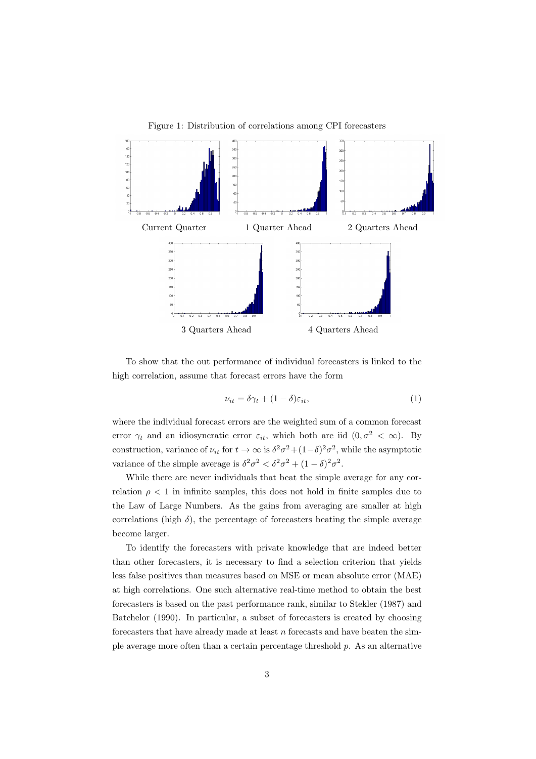Figure 1: Distribution of correlations among CPI forecasters

Current Quarter

1 Quarter Ahead

2 Quarters Ahead

3 Quarters Ahead

4 Quarters Ahead

To show that the out performance of individual forecasters is linked to the high correlation, assume that forecast errors have the form

$$\nu_{it} = \delta\gamma_t + (1-\delta)\varepsilon_{it}, \tag{1}$$

where the individual forecast errors are the weighted sum of a common forecast error $\gamma_t$ and an idiosyncratic error $\varepsilon_{it}$, which both are iid $(0, \sigma^2 < \infty)$. By construction, variance of $\nu_{it}$ for $t \to \infty$ is $\delta^2\sigma^2 + (1-\delta)^2\sigma^2$, while the asymptotic variance of the simple average is $\delta^2\sigma^2 < \delta^2\sigma^2 + (1-\delta)^2\sigma^2$.

While there are never individuals that beat the simple average for any correlation $\rho < 1$ in infinite samples, this does not hold in finite samples due to the Law of Large Numbers. As the gains from averaging are smaller at high correlations (high $\delta$), the percentage of forecasters beating the simple average become larger.

To identify the forecasters with private knowledge that are indeed better than other forecasters, it is necessary to find a selection criterion that yields less false positives than measures based on MSE or mean absolute error (MAE) at high correlations. One such alternative real-time method to obtain the best forecasters is based on the past performance rank, similar to Stekler (1987) and Batchelor (1990). In particular, a subset of forecasters is created by choosing forecasters that have already made at least $n$ forecasts and have beaten the simple average more often than a certain percentage threshold $p$. As an alternative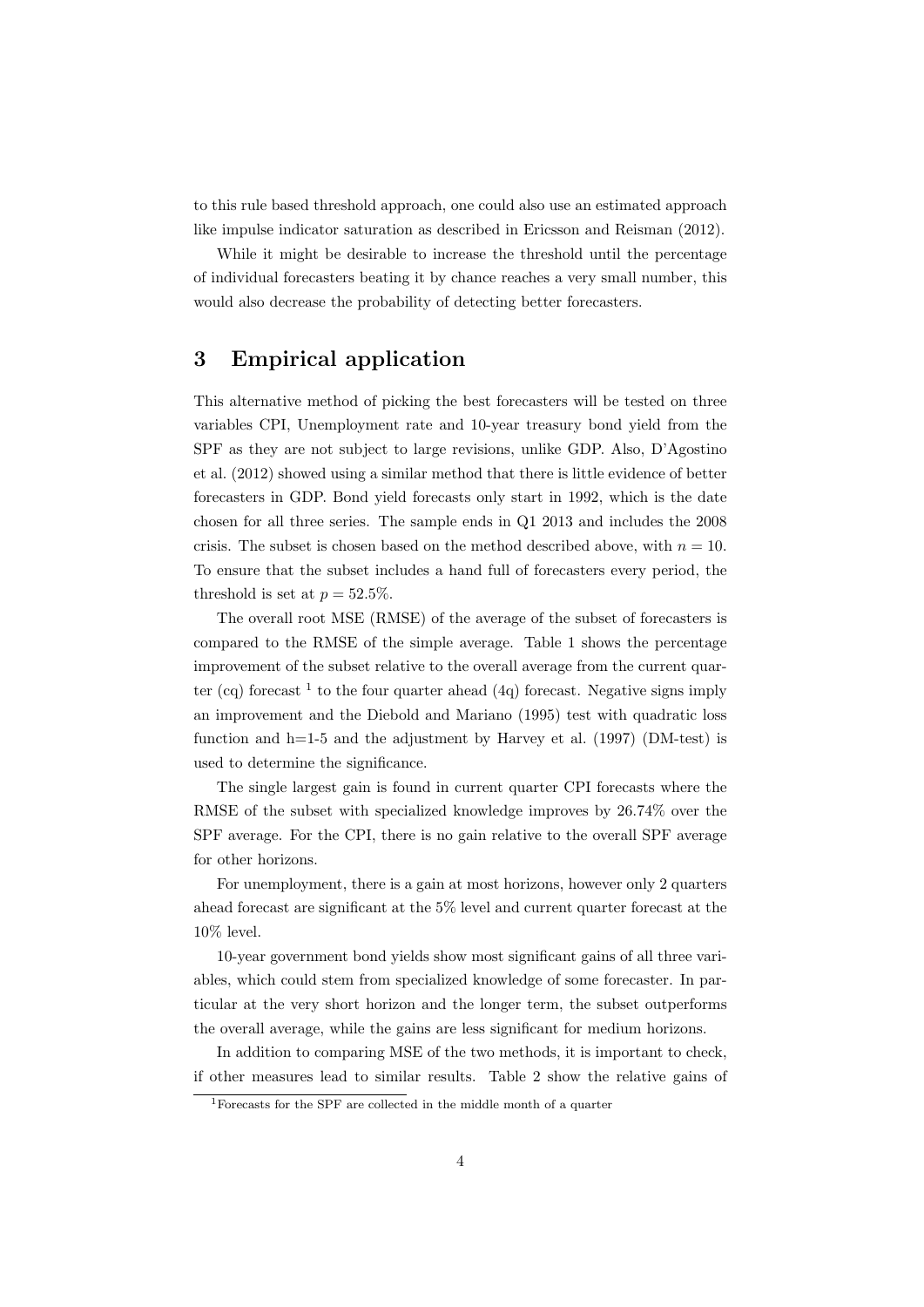to this rule based threshold approach, one could also use an estimated approach like impulse indicator saturation as described in Ericsson and Reisman (2012).

While it might be desirable to increase the threshold until the percentage of individual forecasters beating it by chance reaches a very small number, this would also decrease the probability of detecting better forecasters.

## 3 Empirical application

This alternative method of picking the best forecasters will be tested on three variables CPI, Unemployment rate and 10-year treasury bond yield from the SPF as they are not subject to large revisions, unlike GDP. Also, D'Agostino et al. (2012) showed using a similar method that there is little evidence of better forecasters in GDP. Bond yield forecasts only start in 1992, which is the date chosen for all three series. The sample ends in Q1 2013 and includes the 2008 crisis. The subset is chosen based on the method described above, with $n = 10$. To ensure that the subset includes a hand full of forecasters every period, the threshold is set at $p = 52.5\%$.

The overall root MSE (RMSE) of the average of the subset of forecasters is compared to the RMSE of the simple average. Table 1 shows the percentage improvement of the subset relative to the overall average from the current quarter (cq) forecast [1] to the four quarter ahead (4q) forecast. Negative signs imply an improvement and the Diebold and Mariano (1995) test with quadratic loss function and h=1-5 and the adjustment by Harvey et al. (1997) (DM-test) is used to determine the significance.

The single largest gain is found in current quarter CPI forecasts where the RMSE of the subset with specialized knowledge improves by 26.74% over the SPF average. For the CPI, there is no gain relative to the overall SPF average for other horizons.

For unemployment, there is a gain at most horizons, however only 2 quarters ahead forecast are significant at the 5% level and current quarter forecast at the 10% level.

10-year government bond yields show most significant gains of all three variables, which could stem from specialized knowledge of some forecaster. In particular at the very short horizon and the longer term, the subset outperforms the overall average, while the gains are less significant for medium horizons.

In addition to comparing MSE of the two methods, it is important to check, if other measures lead to similar results. Table 2 show the relative gains of

[1] Forecasts for the SPF are collected in the middle month of a quarter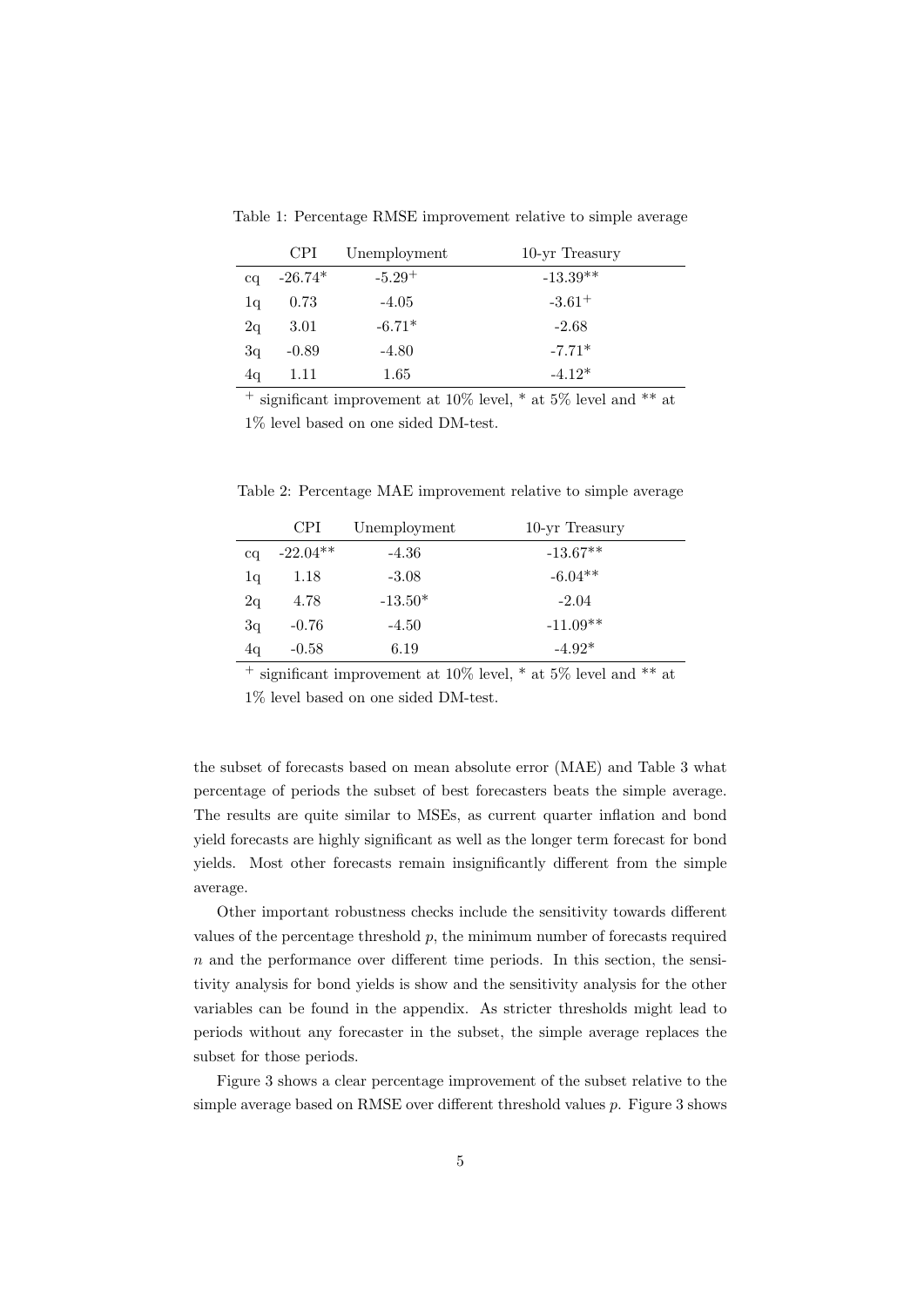Table 1: Percentage RMSE improvement relative to simple average

| | CPI | Unemployment | 10-yr Treasury |
|---|---|---|---|
| cq | -26.74* | -5.29$^{+}$ | -13.39** |
| 1q | 0.73 | -4.05 | -3.61$^{+}$ |
| 2q | 3.01 | -6.71* | -2.68 |
| 3q | -0.89 | -4.80 | -7.71* |
| 4q | 1.11 | 1.65 | -4.12* |

$^{+}$ significant improvement at 10% level, * at 5% level and ** at 1% level based on one sided DM-test.

Table 2: Percentage MAE improvement relative to simple average

| | CPI | Unemployment | 10-yr Treasury |
|---|---|---|---|
| cq | -22.04** | -4.36 | -13.67** |
| 1q | 1.18 | -3.08 | -6.04** |
| 2q | 4.78 | -13.50* | -2.04 |
| 3q | -0.76 | -4.50 | -11.09** |
| 4q | -0.58 | 6.19 | -4.92* |

$^{+}$ significant improvement at 10% level, * at 5% level and ** at 1% level based on one sided DM-test.

the subset of forecasts based on mean absolute error (MAE) and Table 3 what percentage of periods the subset of best forecasters beats the simple average. The results are quite similar to MSEs, as current quarter inflation and bond yield forecasts are highly significant as well as the longer term forecast for bond yields. Most other forecasts remain insignificantly different from the simple average.

Other important robustness checks include the sensitivity towards different values of the percentage threshold $p$, the minimum number of forecasts required $n$ and the performance over different time periods. In this section, the sensitivity analysis for bond yields is show and the sensitivity analysis for the other variables can be found in the appendix. As stricter thresholds might lead to periods without any forecaster in the subset, the simple average replaces the subset for those periods.

Figure 3 shows a clear percentage improvement of the subset relative to the simple average based on RMSE over different threshold values $p$. Figure 3 shows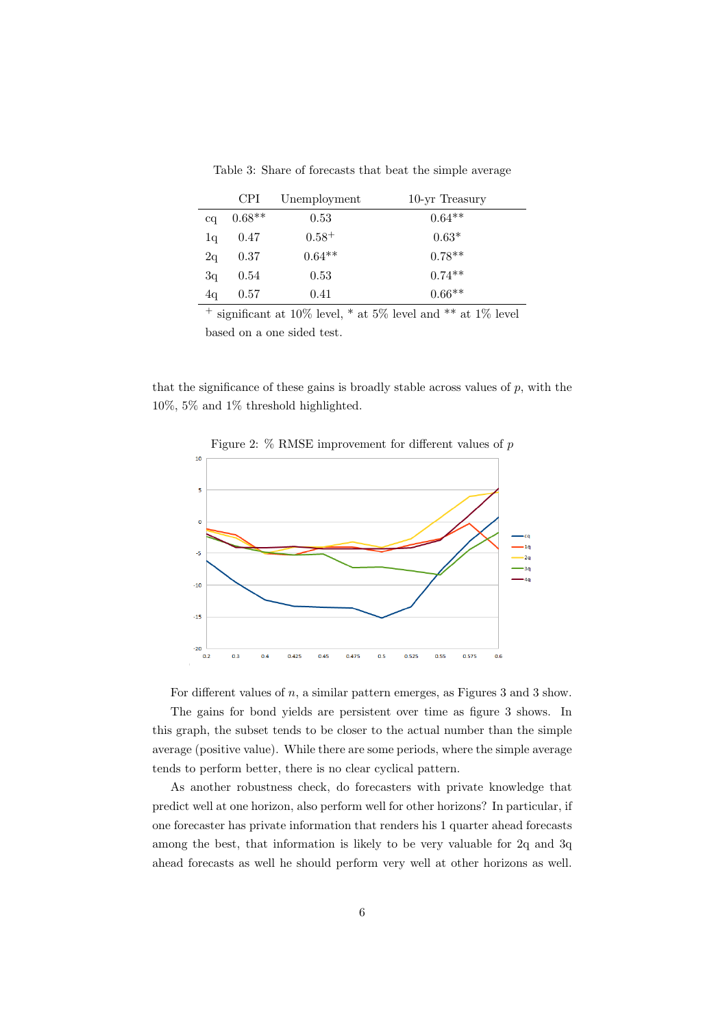Table 3: Share of forecasts that beat the simple average

| | CPI | Unemployment | 10-yr Treasury |
|---|---|---|---|
| cq | 0.68** | 0.53 | 0.64** |
| 1q | 0.47 | 0.58+ | 0.63* |
| 2q | 0.37 | 0.64** | 0.78** |
| 3q | 0.54 | 0.53 | 0.74** |
| 4q | 0.57 | 0.41 | 0.66** |

+ significant at 10% level, * at 5% level and ** at 1% level based on a one sided test.

that the significance of these gains is broadly stable across values of $p$, with the 10%, 5% and 1% threshold highlighted.

Figure 2: % RMSE improvement for different values of $p$

For different values of $n$, a similar pattern emerges, as Figures 3 and 3 show.

The gains for bond yields are persistent over time as figure 3 shows. In this graph, the subset tends to be closer to the actual number than the simple average (positive value). While there are some periods, where the simple average tends to perform better, there is no clear cyclical pattern.

As another robustness check, do forecasters with private knowledge that predict well at one horizon, also perform well for other horizons? In particular, if one forecaster has private information that renders his 1 quarter ahead forecasts among the best, that information is likely to be very valuable for 2q and 3q ahead forecasts as well he should perform very well at other horizons as well.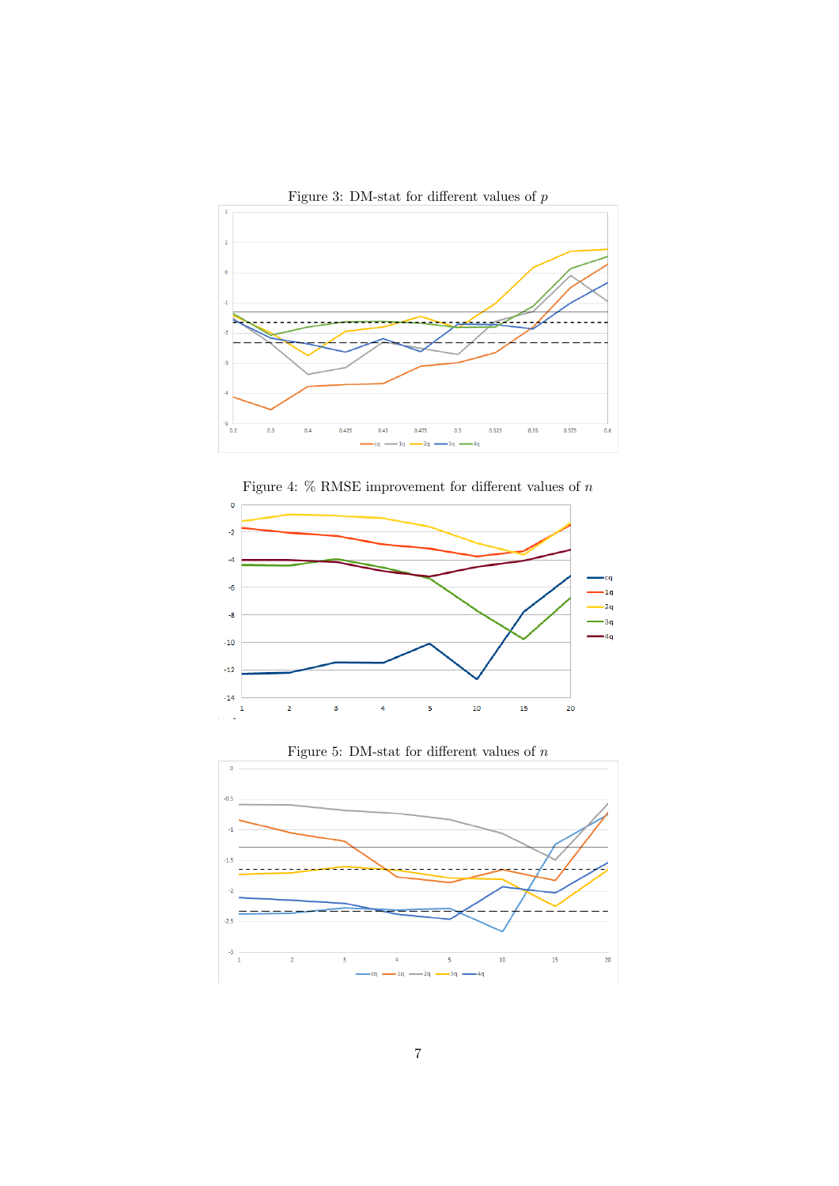Figure 3: DM-stat for different values of $p$

Figure 4: % RMSE improvement for different values of $n$

Figure 5: DM-stat for different values of $n$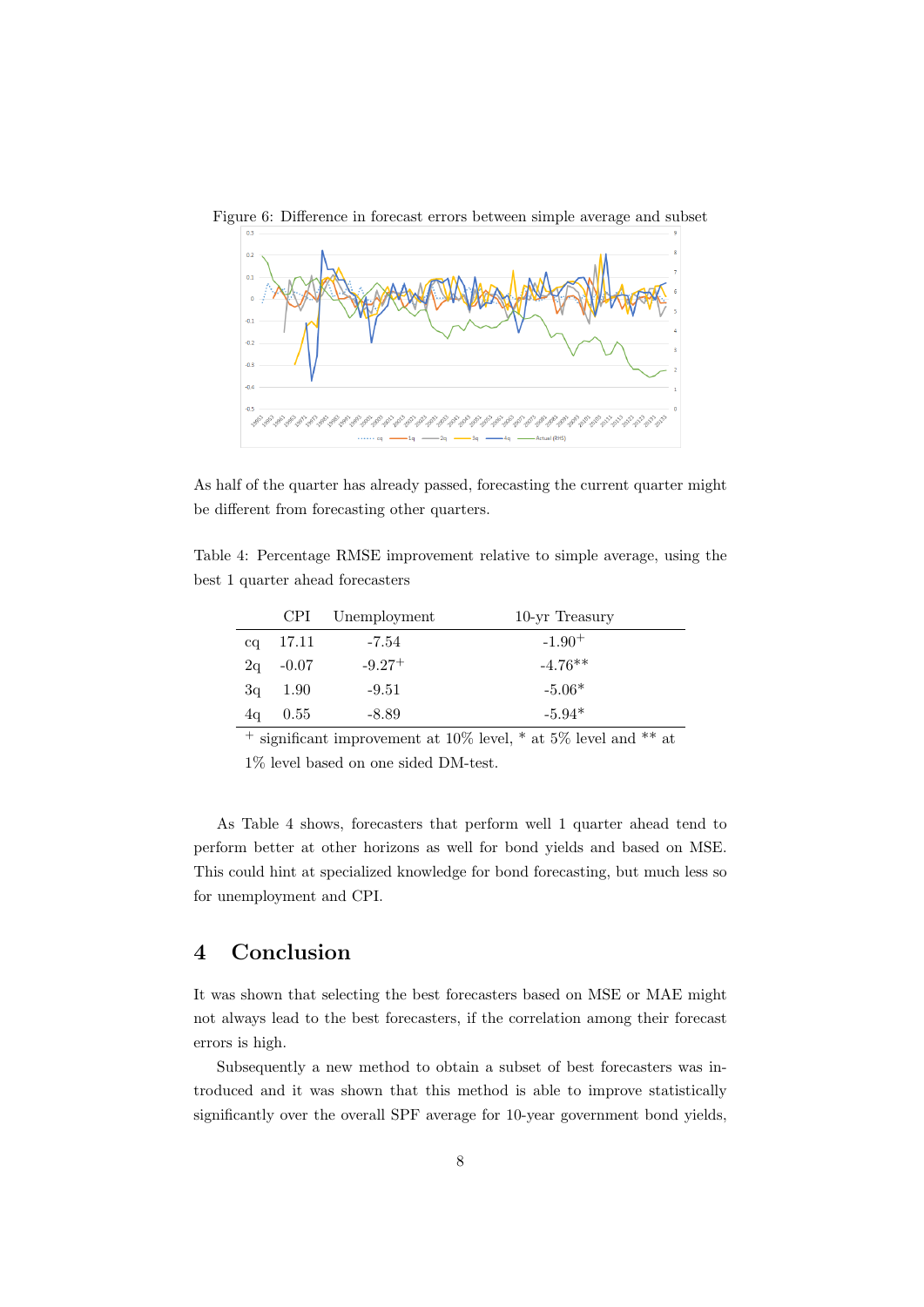Figure 6: Difference in forecast errors between simple average and subset

As half of the quarter has already passed, forecasting the current quarter might be different from forecasting other quarters.

Table 4: Percentage RMSE improvement relative to simple average, using the best 1 quarter ahead forecasters

| | CPI | Unemployment | 10-yr Treasury |
|---|---|---|---|
| cq | 17.11 | -7.54 | -1.90$^{+}$ |
| 2q | -0.07 | -9.27$^{+}$ | -4.76** |
| 3q | 1.90 | -9.51 | -5.06* |
| 4q | 0.55 | -8.89 | -5.94* |

$^{+}$ significant improvement at 10% level, * at 5% level and ** at 1% level based on one sided DM-test.

As Table 4 shows, forecasters that perform well 1 quarter ahead tend to perform better at other horizons as well for bond yields and based on MSE. This could hint at specialized knowledge for bond forecasting, but much less so for unemployment and CPI.

## 4 Conclusion

It was shown that selecting the best forecasters based on MSE or MAE might not always lead to the best forecasters, if the correlation among their forecast errors is high.

Subsequently a new method to obtain a subset of best forecasters was introduced and it was shown that this method is able to improve statistically significantly over the overall SPF average for 10-year government bond yields,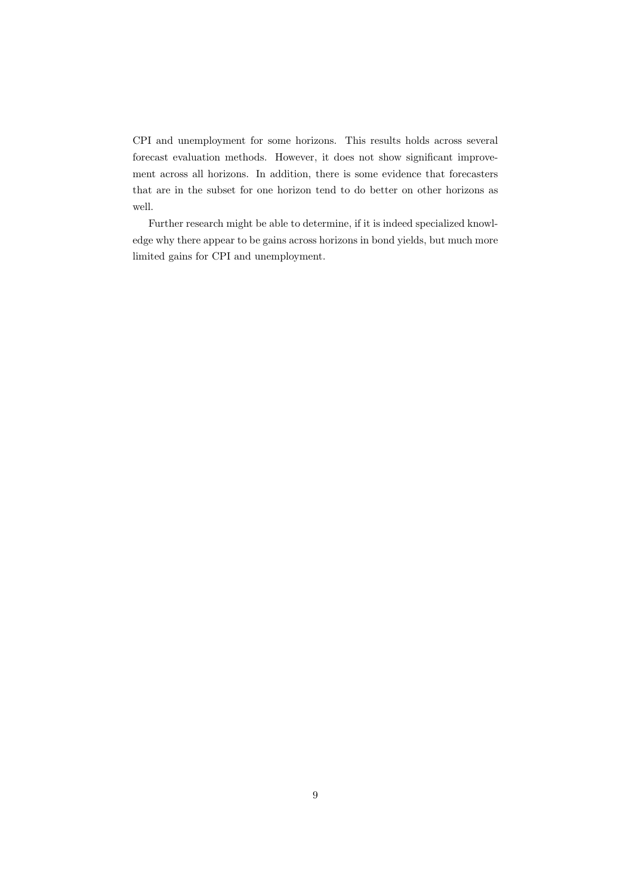CPI and unemployment for some horizons. This results holds across several forecast evaluation methods. However, it does not show significant improvement across all horizons. In addition, there is some evidence that forecasters that are in the subset for one horizon tend to do better on other horizons as well.

Further research might be able to determine, if it is indeed specialized knowledge why there appear to be gains across horizons in bond yields, but much more limited gains for CPI and unemployment.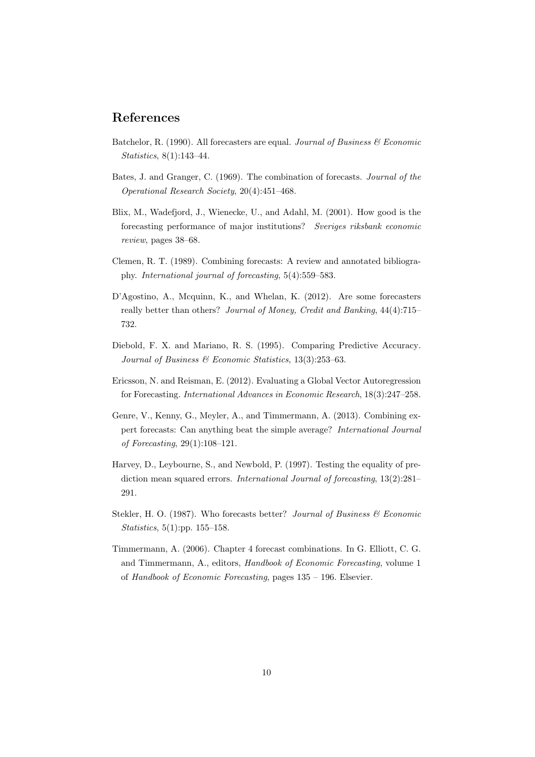## References

Batchelor, R. (1990). All forecasters are equal. *Journal of Business & Economic Statistics*, 8(1):143–44.

Bates, J. and Granger, C. (1969). The combination of forecasts. *Journal of the Operational Research Society*, 20(4):451–468.

Blix, M., Wadefjord, J., Wienecke, U., and Adahl, M. (2001). How good is the forecasting performance of major institutions? *Sveriges riksbank economic review*, pages 38–68.

Clemen, R. T. (1989). Combining forecasts: A review and annotated bibliography. *International journal of forecasting*, 5(4):559–583.

D'Agostino, A., Mcquinn, K., and Whelan, K. (2012). Are some forecasters really better than others? *Journal of Money, Credit and Banking*, 44(4):715–732.

Diebold, F. X. and Mariano, R. S. (1995). Comparing Predictive Accuracy. *Journal of Business & Economic Statistics*, 13(3):253–63.

Ericsson, N. and Reisman, E. (2012). Evaluating a Global Vector Autoregression for Forecasting. *International Advances in Economic Research*, 18(3):247–258.

Genre, V., Kenny, G., Meyler, A., and Timmermann, A. (2013). Combining expert forecasts: Can anything beat the simple average? *International Journal of Forecasting*, 29(1):108–121.

Harvey, D., Leybourne, S., and Newbold, P. (1997). Testing the equality of prediction mean squared errors. *International Journal of forecasting*, 13(2):281–291.

Stekler, H. O. (1987). Who forecasts better? *Journal of Business & Economic Statistics*, 5(1):pp. 155–158.

Timmermann, A. (2006). Chapter 4 forecast combinations. In G. Elliott, C. G. and Timmermann, A., editors, *Handbook of Economic Forecasting*, volume 1 of *Handbook of Economic Forecasting*, pages 135 – 196. Elsevier.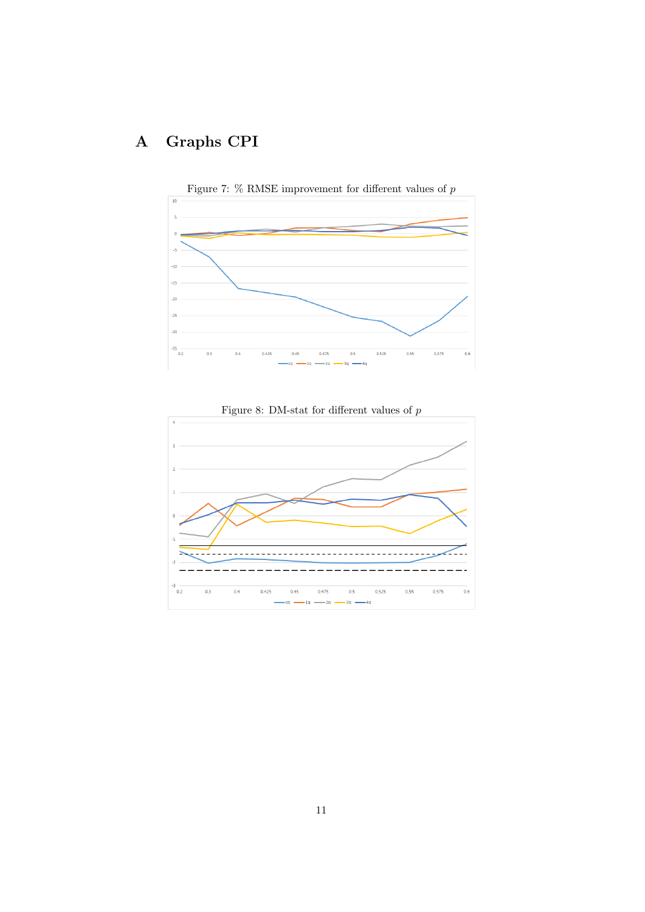# A Graphs CPI

Figure 7: % RMSE improvement for different values of $p$

Figure 8: DM-stat for different values of $p$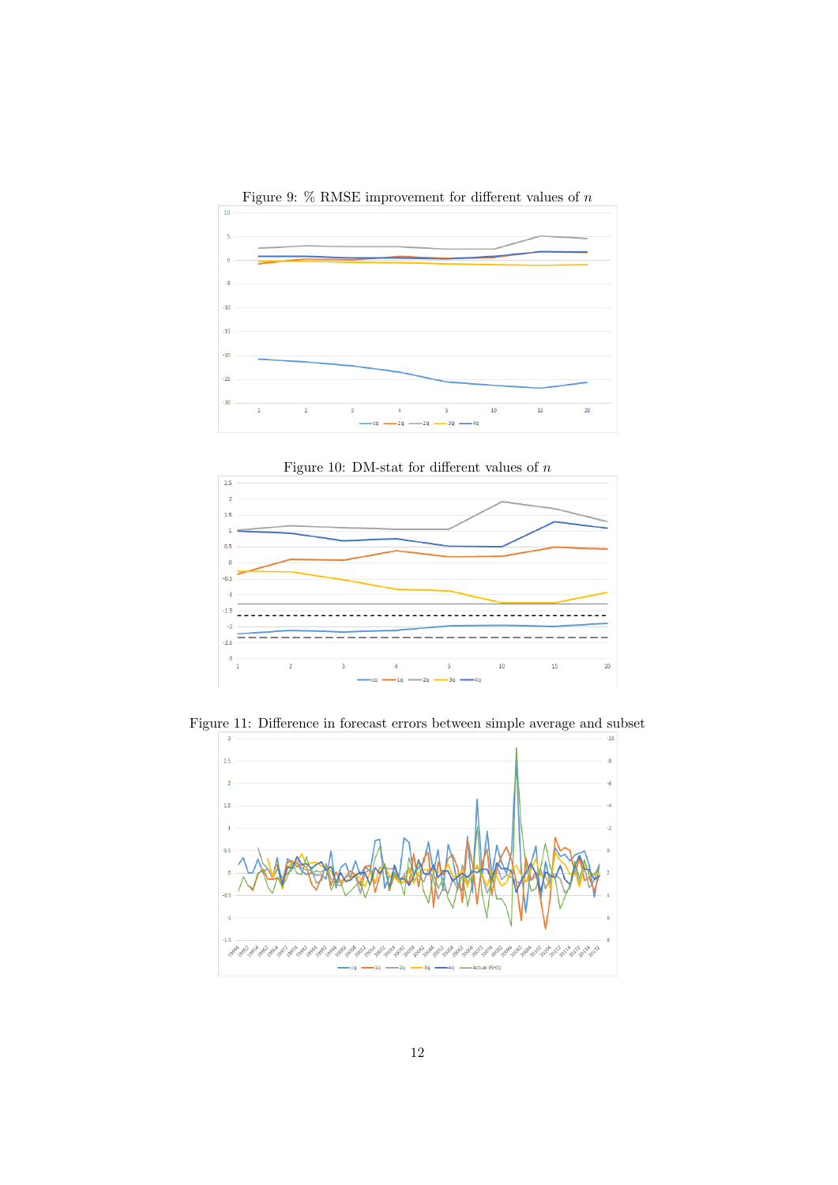Figure 9: % RMSE improvement for different values of $n$

Figure 10: DM-stat for different values of $n$

Figure 11: Difference in forecast errors between simple average and subset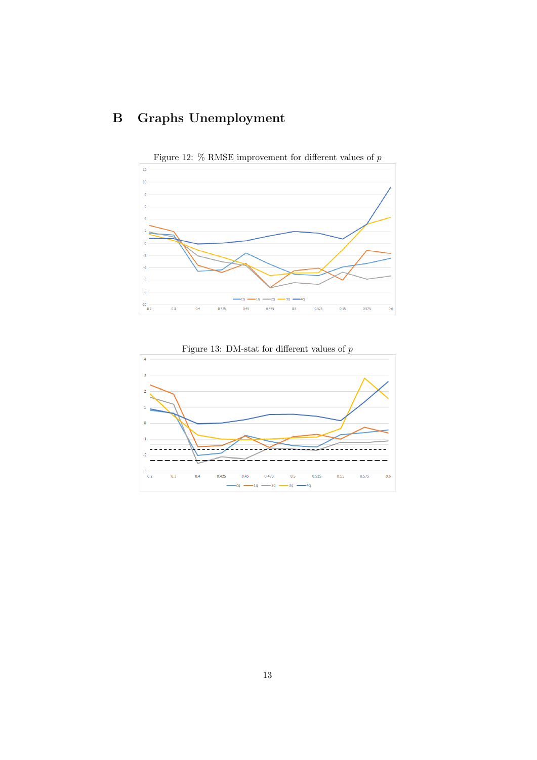# B Graphs Unemployment

Figure 12: % RMSE improvement for different values of $p$

Figure 13: DM-stat for different values of $p$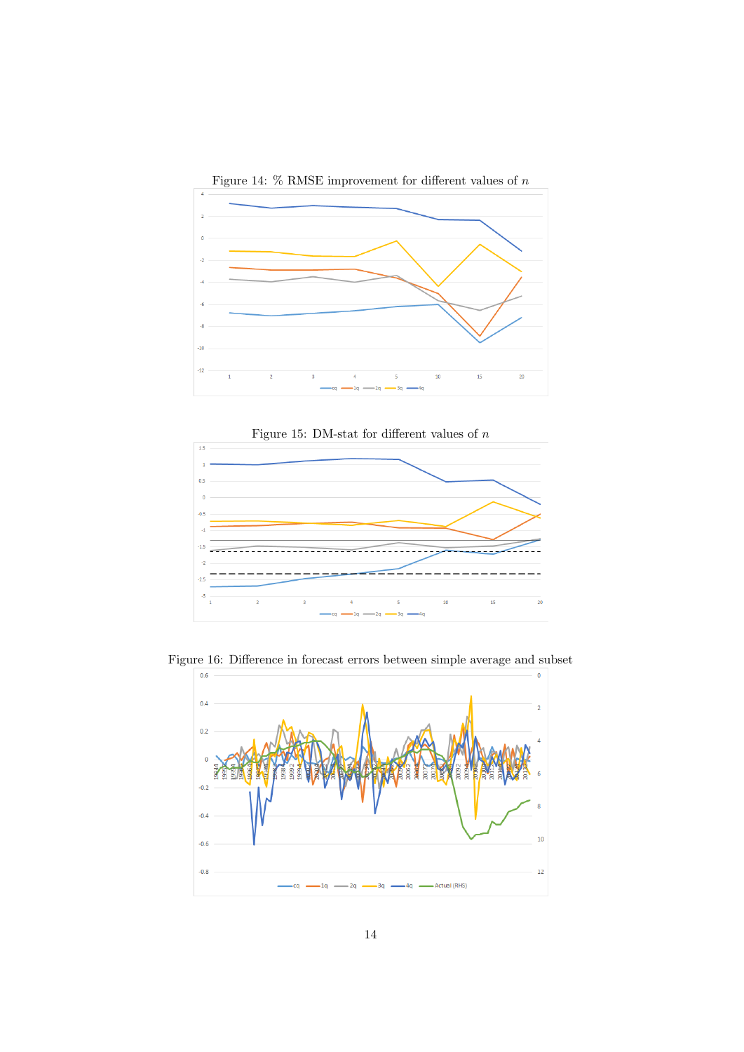Figure 14: % RMSE improvement for different values of $n$

4
2
0
-2
-4
-6
-8
-10
-12
1 2 3 4 5 10 15 20
cq 1q 2q 3q 4q

Figure 15: DM-stat for different values of $n$

1.5
1
0.5
0
-0.5
-1
-1.5
-2
-2.5
-3
1 2 3 4 5 10 15 20
cq 1q 2q 3q 4q

Figure 16: Difference in forecast errors between simple average and subset

0.6
0.4
0.2
0
-0.2
-0.4
-0.6
-0.8
0
2
4
6
8
10
12
cq 1q 2q 3q 4q Actual (RHS)